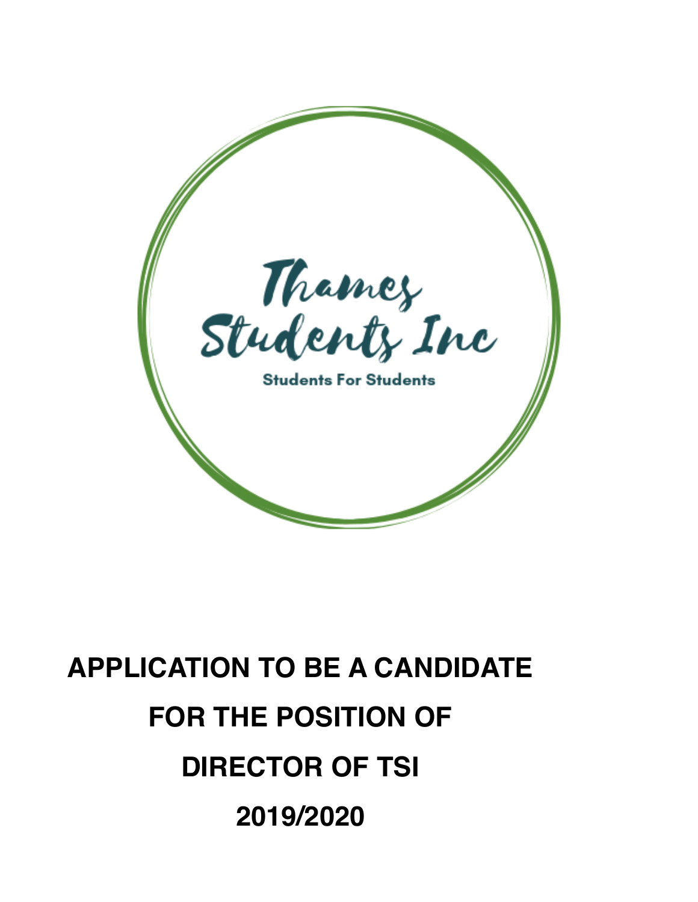Thames Students Inc

Students For Students

# APPLICATION TO BE A CANDIDATE FOR THE POSITION OF DIRECTOR OF TSI 2019/2020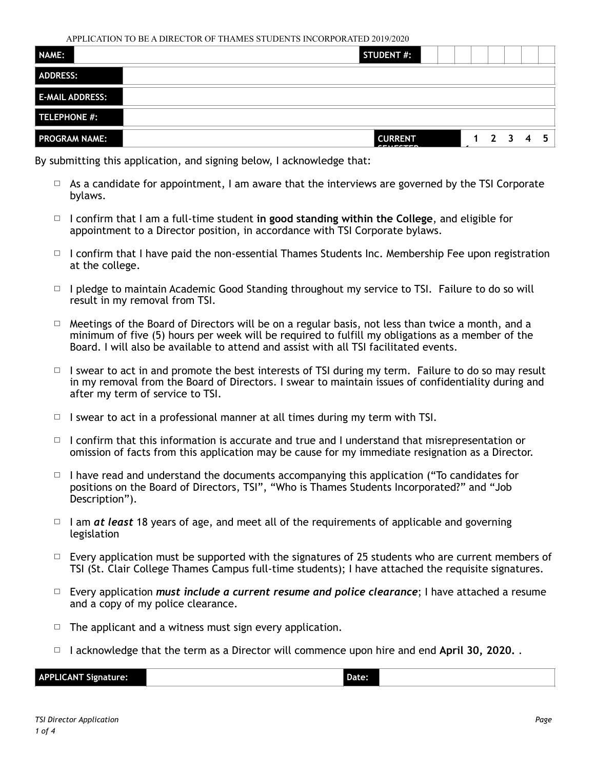APPLICATION TO BE A DIRECTOR OF THAMES STUDENTS INCORPORATED 2019/2020

| NAME: | | STUDENT #: | | | | | | | | | |
|---|---|---|---|---|---|---|---|---|---|---|---|
| ADDRESS: | | | | | | | | | | | |
| E-MAIL ADDRESS: | | | | | | | | | | | |
| TELEPHONE #: | | | | | | | | | | | |
| PROGRAM NAME: | | CURRENT SEMESTER | 1 | 2 | 3 | 4 | 5 | | | | |

By submitting this application, and signing below, I acknowledge that:

- ☐ As a candidate for appointment, I am aware that the interviews are governed by the TSI Corporate bylaws.
- ☐ I confirm that I am a full-time student **in good standing within the College**, and eligible for appointment to a Director position, in accordance with TSI Corporate bylaws.
- ☐ I confirm that I have paid the non-essential Thames Students Inc. Membership Fee upon registration at the college.
- ☐ I pledge to maintain Academic Good Standing throughout my service to TSI. Failure to do so will result in my removal from TSI.
- ☐ Meetings of the Board of Directors will be on a regular basis, not less than twice a month, and a minimum of five (5) hours per week will be required to fulfill my obligations as a member of the Board. I will also be available to attend and assist with all TSI facilitated events.
- ☐ I swear to act in and promote the best interests of TSI during my term. Failure to do so may result in my removal from the Board of Directors. I swear to maintain issues of confidentiality during and after my term of service to TSI.
- ☐ I swear to act in a professional manner at all times during my term with TSI.
- ☐ I confirm that this information is accurate and true and I understand that misrepresentation or omission of facts from this application may be cause for my immediate resignation as a Director.
- ☐ I have read and understand the documents accompanying this application ("To candidates for positions on the Board of Directors, TSI", "Who is Thames Students Incorporated?" and "Job Description").
- ☐ I am ***at least*** 18 years of age, and meet all of the requirements of applicable and governing legislation
- ☐ Every application must be supported with the signatures of 25 students who are current members of TSI (St. Clair College Thames Campus full-time students); I have attached the requisite signatures.
- ☐ Every application ***must include a current resume and police clearance***; I have attached a resume and a copy of my police clearance.
- ☐ The applicant and a witness must sign every application.
- ☐ I acknowledge that the term as a Director will commence upon hire and end **April 30, 2020.** .

| APPLICANT Signature: | | Date: | |
|---|---|---|---|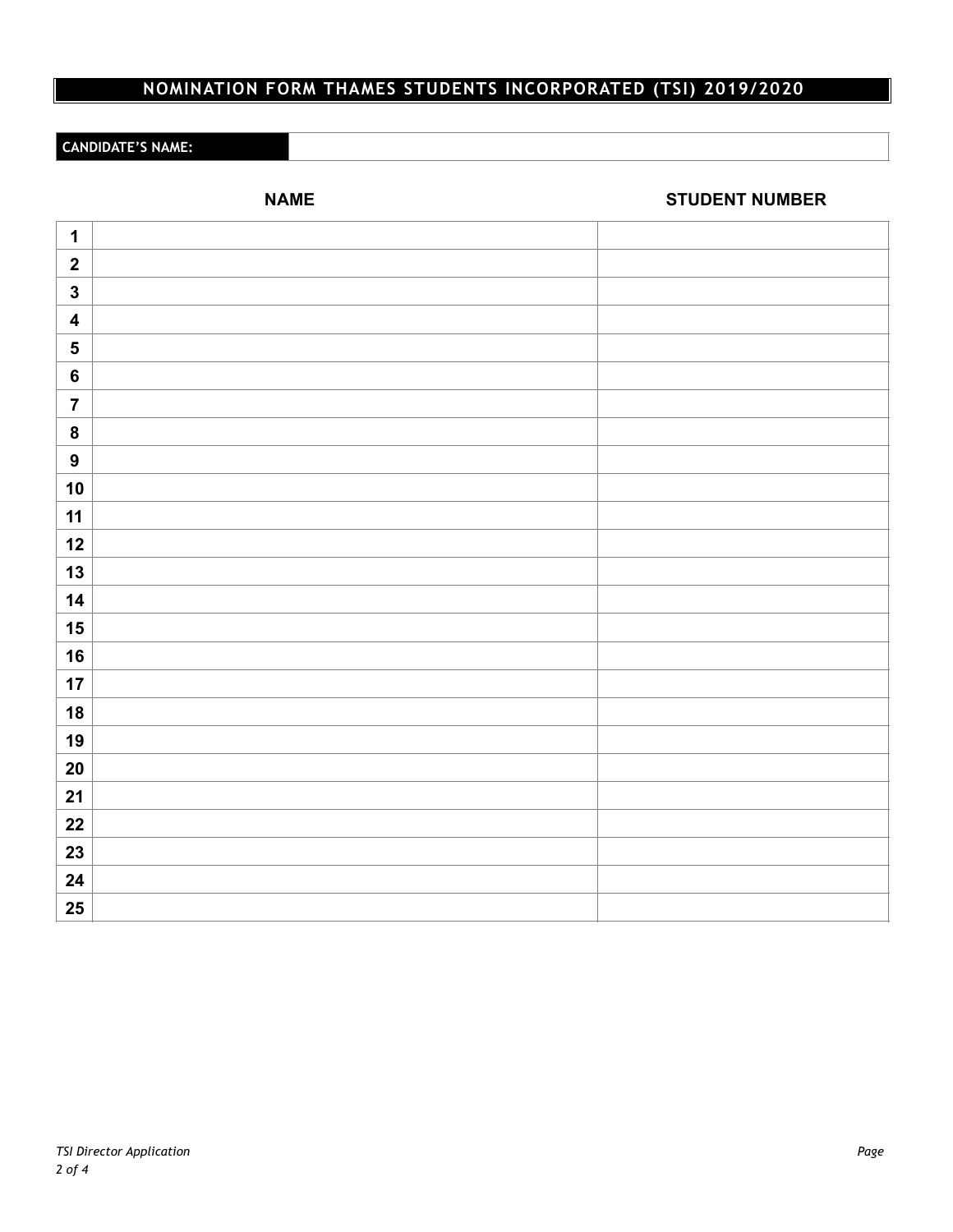# NOMINATION FORM THAMES STUDENTS INCORPORATED (TSI) 2019/2020

| **CANDIDATE'S NAME:** | |
|---|---|

| | **NAME** | **STUDENT NUMBER** |
|---|---|---|
| **1** | | |
| **2** | | |
| **3** | | |
| **4** | | |
| **5** | | |
| **6** | | |
| **7** | | |
| **8** | | |
| **9** | | |
| **10** | | |
| **11** | | |
| **12** | | |
| **13** | | |
| **14** | | |
| **15** | | |
| **16** | | |
| **17** | | |
| **18** | | |
| **19** | | |
| **20** | | |
| **21** | | |
| **22** | | |
| **23** | | |
| **24** | | |
| **25** | | |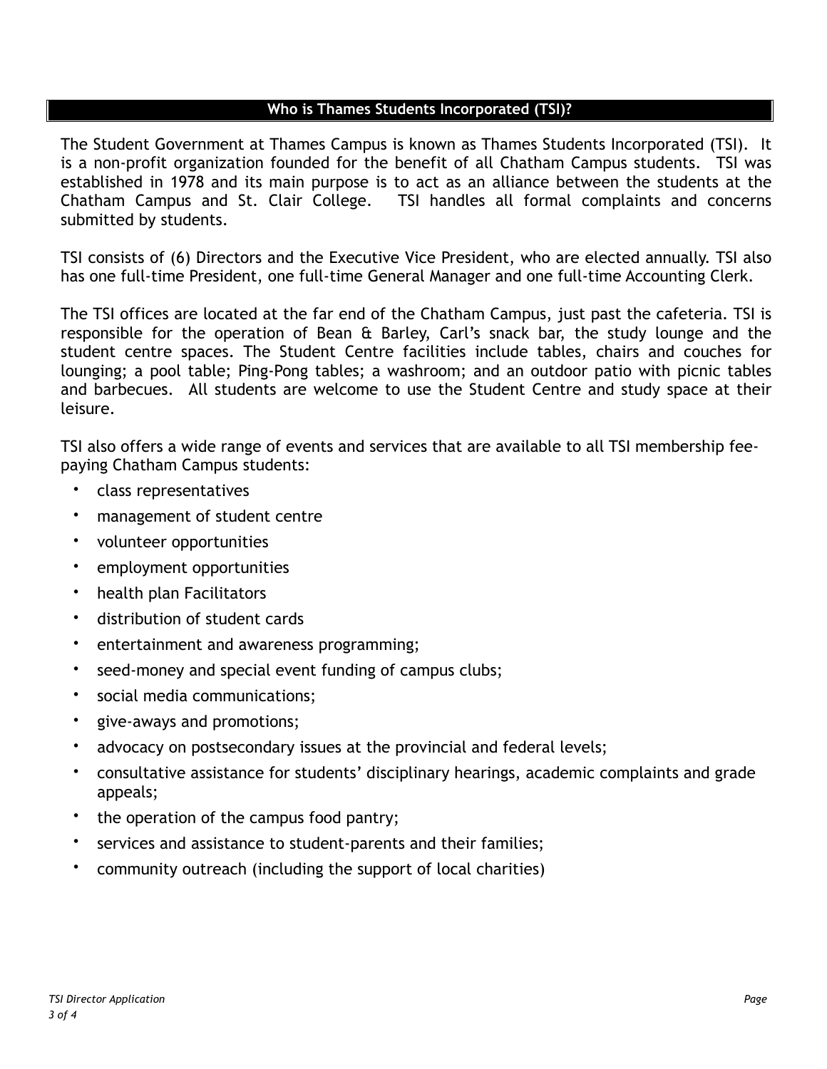## Who is Thames Students Incorporated (TSI)?

The Student Government at Thames Campus is known as Thames Students Incorporated (TSI). It is a non-profit organization founded for the benefit of all Chatham Campus students. TSI was established in 1978 and its main purpose is to act as an alliance between the students at the Chatham Campus and St. Clair College. TSI handles all formal complaints and concerns submitted by students.

TSI consists of (6) Directors and the Executive Vice President, who are elected annually. TSI also has one full-time President, one full-time General Manager and one full-time Accounting Clerk.

The TSI offices are located at the far end of the Chatham Campus, just past the cafeteria. TSI is responsible for the operation of Bean & Barley, Carl's snack bar, the study lounge and the student centre spaces. The Student Centre facilities include tables, chairs and couches for lounging; a pool table; Ping-Pong tables; a washroom; and an outdoor patio with picnic tables and barbecues. All students are welcome to use the Student Centre and study space at their leisure.

TSI also offers a wide range of events and services that are available to all TSI membership fee-paying Chatham Campus students:

- class representatives
- management of student centre
- volunteer opportunities
- employment opportunities
- health plan Facilitators
- distribution of student cards
- entertainment and awareness programming;
- seed-money and special event funding of campus clubs;
- social media communications;
- give-aways and promotions;
- advocacy on postsecondary issues at the provincial and federal levels;
- consultative assistance for students' disciplinary hearings, academic complaints and grade appeals;
- the operation of the campus food pantry;
- services and assistance to student-parents and their families;
- community outreach (including the support of local charities)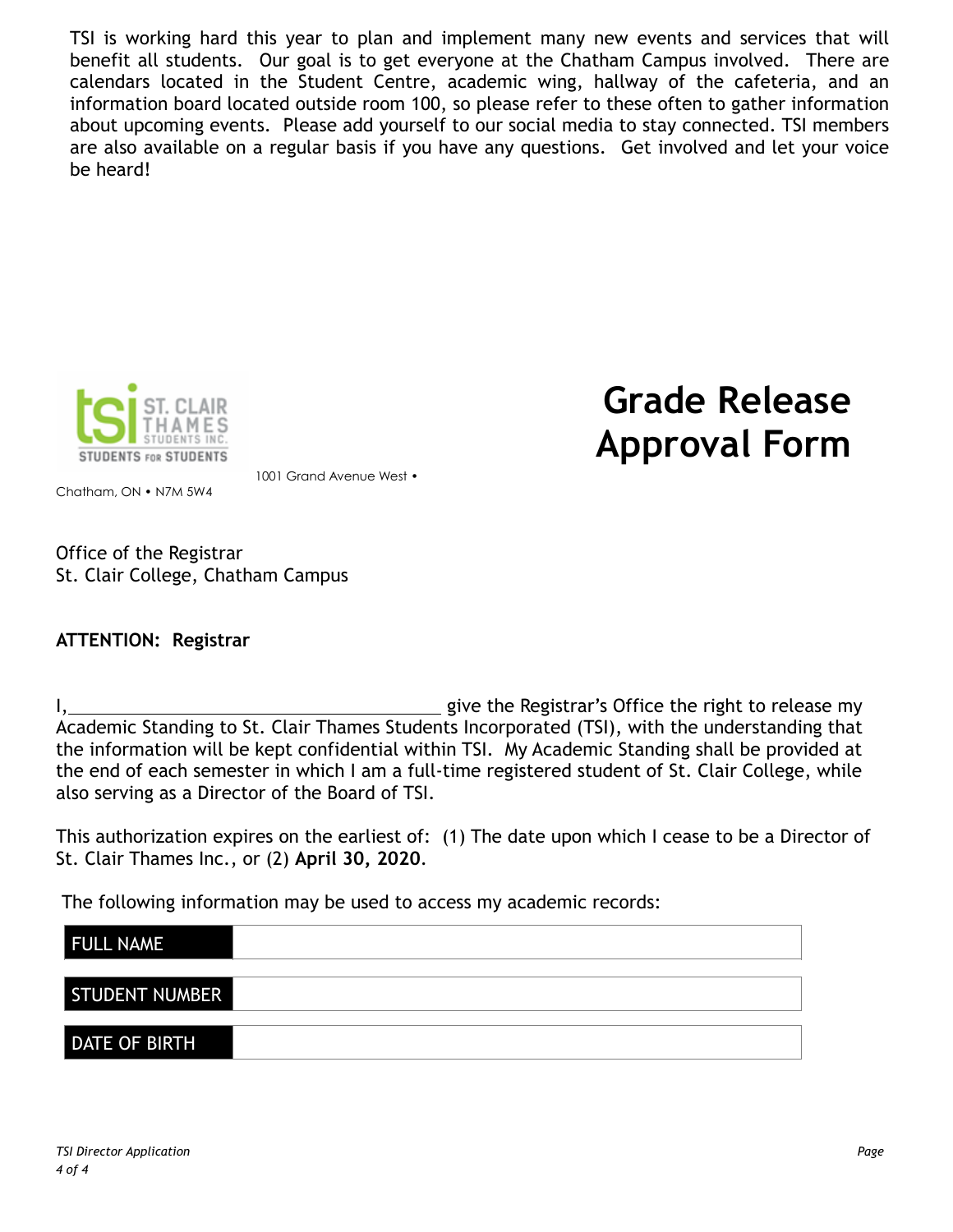TSI is working hard this year to plan and implement many new events and services that will benefit all students. Our goal is to get everyone at the Chatham Campus involved. There are calendars located in the Student Centre, academic wing, hallway of the cafeteria, and an information board located outside room 100, so please refer to these often to gather information about upcoming events. Please add yourself to our social media to stay connected. TSI members are also available on a regular basis if you have any questions. Get involved and let your voice be heard!

# Grade Release Approval Form

1001 Grand Avenue West •
Chatham, ON • N7M 5W4

Office of the Registrar
St. Clair College, Chatham Campus

**ATTENTION: Registrar**

I,________________________________________ give the Registrar's Office the right to release my Academic Standing to St. Clair Thames Students Incorporated (TSI), with the understanding that the information will be kept confidential within TSI. My Academic Standing shall be provided at the end of each semester in which I am a full-time registered student of St. Clair College, while also serving as a Director of the Board of TSI.

This authorization expires on the earliest of: (1) The date upon which I cease to be a Director of St. Clair Thames Inc., or (2) **April 30, 2020**.

The following information may be used to access my academic records:

| | |
|---|---|
| FULL NAME | |
| STUDENT NUMBER | |
| DATE OF BIRTH | |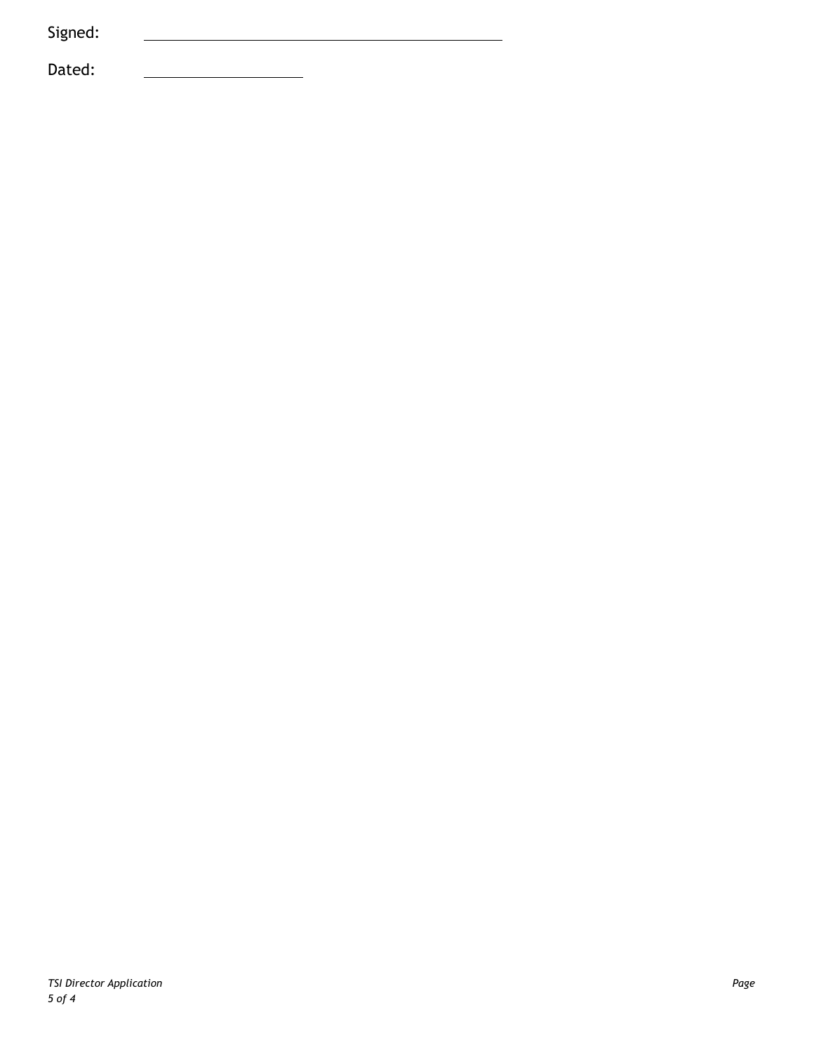Signed: \_\_\_\_\_\_\_\_\_\_\_\_\_\_\_\_\_\_\_\_\_\_\_\_\_\_\_\_\_\_\_\_\_\_\_\_\_\_\_\_

Dated: \_\_\_\_\_\_\_\_\_\_\_\_\_\_\_\_\_\_